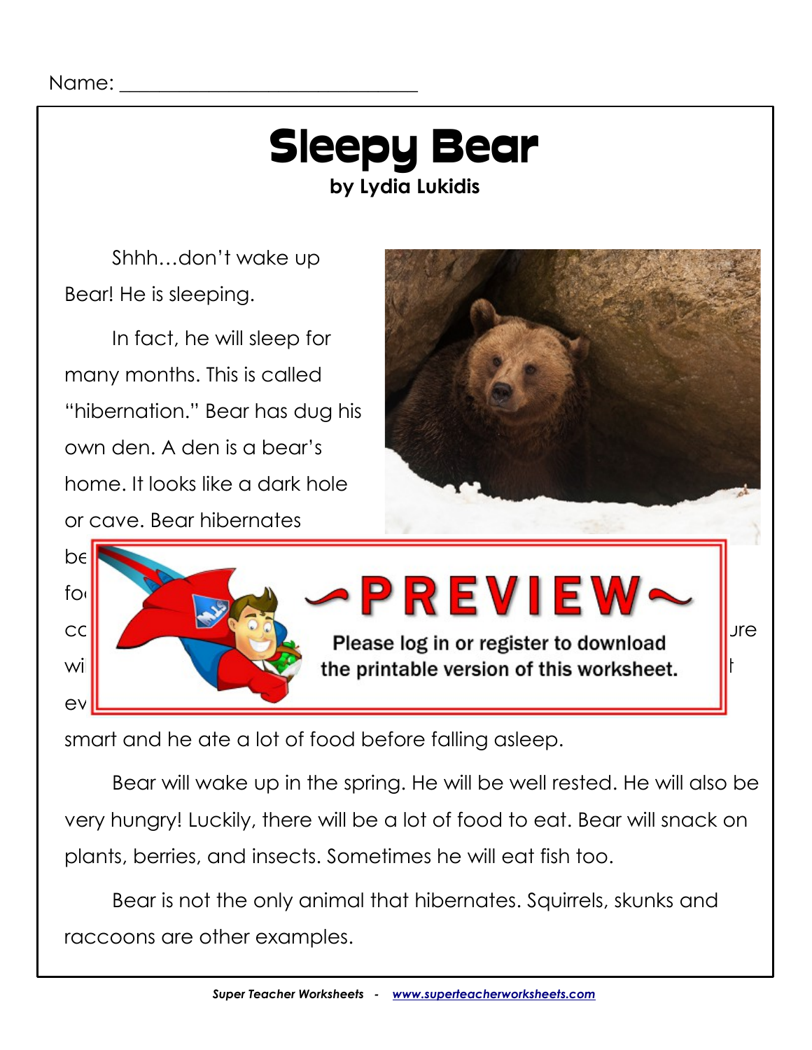Name: ______________________________

# Sleepy Bear

**by Lydia Lukidis**

Shhh…don't wake up Bear! He is sleeping.

In fact, he will sleep for many months. This is called "hibernation." Bear has dug his own den. A den is a bear's home. It looks like a dark hole or cave. Bear hibernates

be

fo

cc ure

wi t

ev

smart and he ate a lot of food before falling asleep.

Bear will wake up in the spring. He will be well rested. He will also be very hungry! Luckily, there will be a lot of food to eat. Bear will snack on plants, berries, and insects. Sometimes he will eat fish too.

Bear is not the only animal that hibernates. Squirrels, skunks and raccoons are other examples.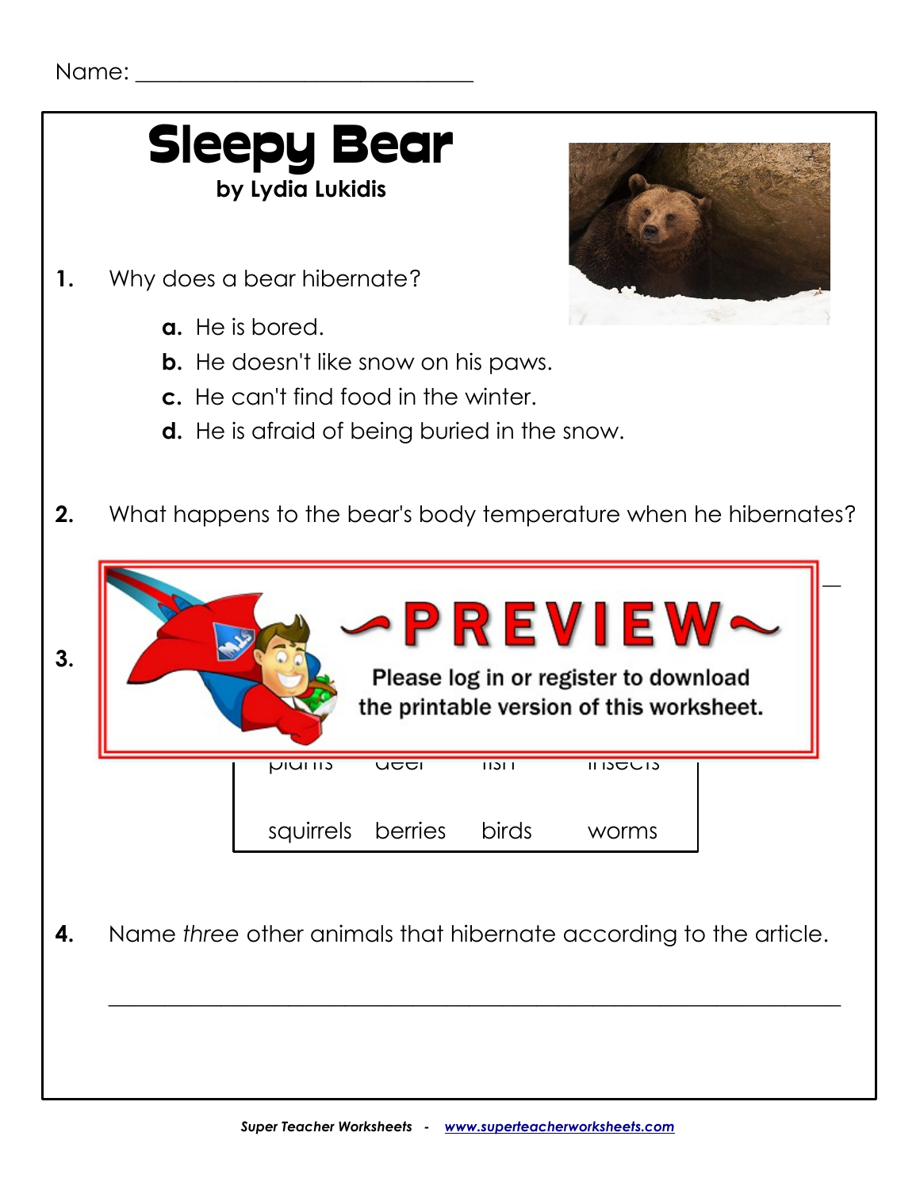Name: ______________________________

# Sleepy Bear

**by Lydia Lukidis**

**1.** Why does a bear hibernate?

- **a.** He is bored.
- **b.** He doesn't like snow on his paws.
- **c.** He can't find food in the winter.
- **d.** He is afraid of being buried in the snow.

**2.** What happens to the bear's body temperature when he hibernates?

~PREVIEW~

Please log in or register to download the printable version of this worksheet.

**3.**

| plants | deer | fish | insects |
|---|---|---|---|
| squirrels | berries | birds | worms |

**4.** Name *three* other animals that hibernate according to the article.

_______________________________________________________________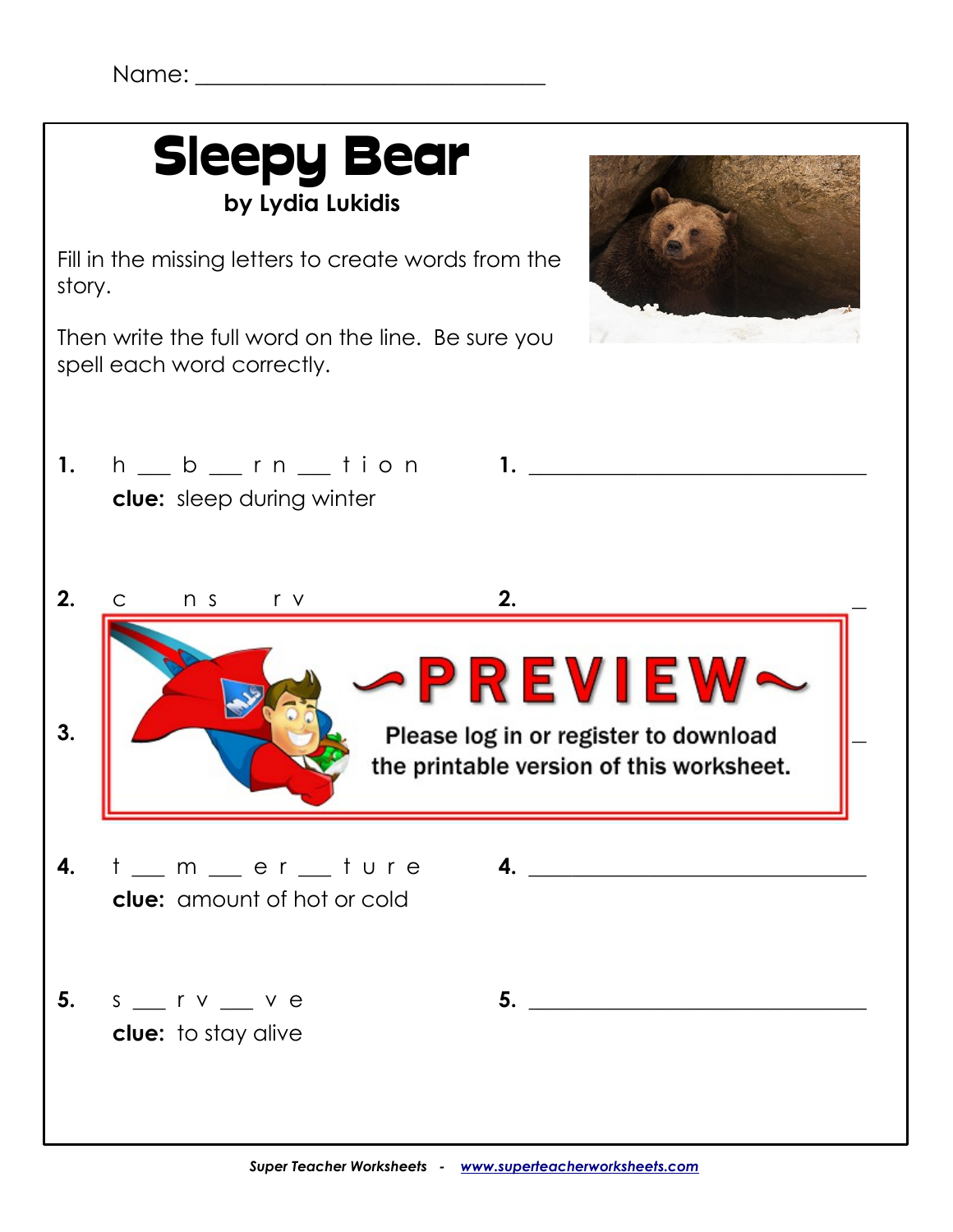Name: ______________________________

# Sleepy Bear

**by Lydia Lukidis**

Fill in the missing letters to create words from the story.

Then write the full word on the line. Be sure you spell each word correctly.

**1.** h ___ b ___ r n ___ t i o n

**clue:** sleep during winter

**1.** ______________________________

**2.** c ___ n s ___ r v

**2.** ______________________________

**3.**

**PREVIEW**

Please log in or register to download the printable version of this worksheet.

**4.** t ___ m ___ e r ___ t u r e

**clue:** amount of hot or cold

**4.** ______________________________

**5.** s ___ r v ___ v e

**clue:** to stay alive

**5.** ______________________________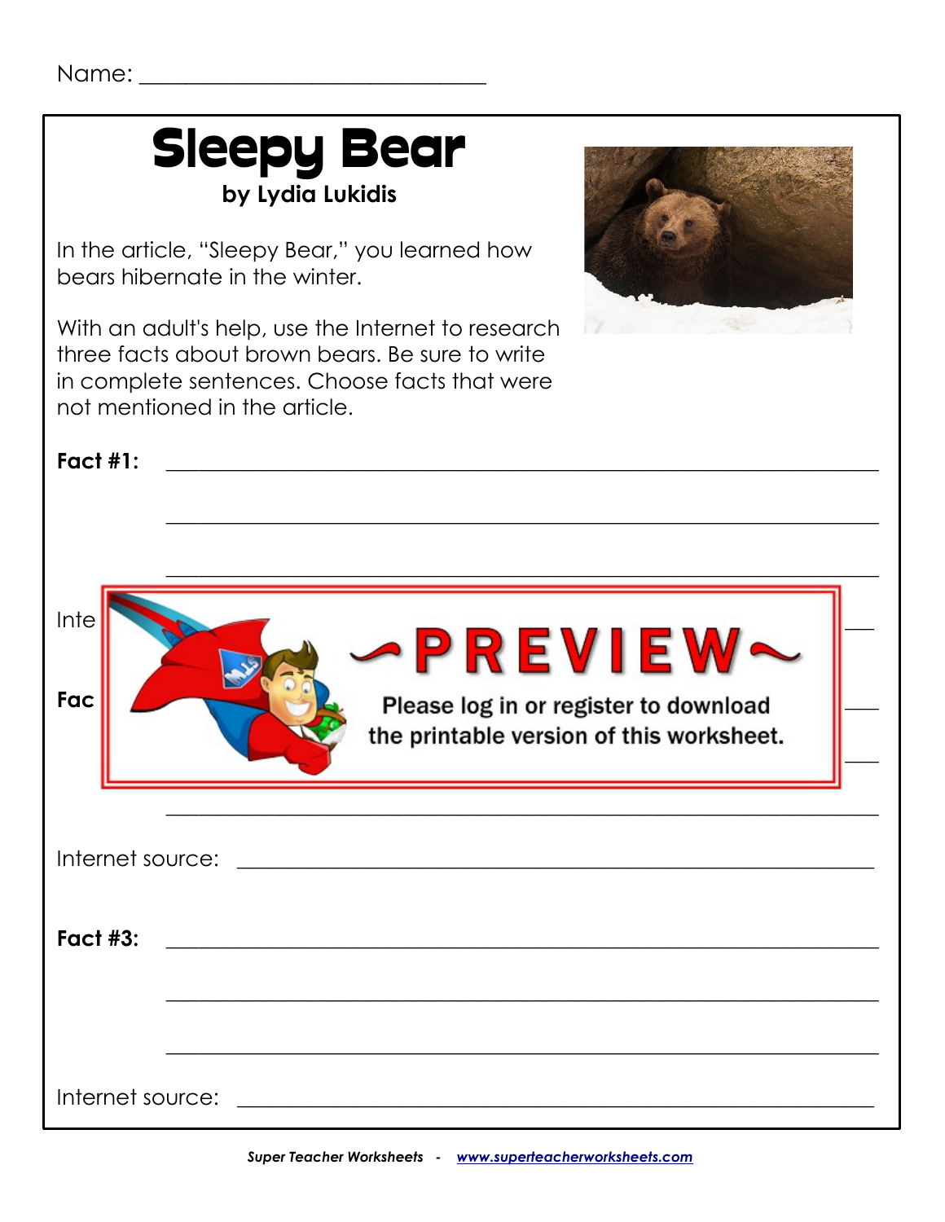Name: ______________________________

# Sleepy Bear

**by Lydia Lukidis**

In the article, "Sleepy Bear," you learned how bears hibernate in the winter.

With an adult's help, use the Internet to research three facts about brown bears. Be sure to write in complete sentences. Choose facts that were not mentioned in the article.

**Fact #1:** ______________________________________________

______________________________________________

______________________________________________

Inte

**Fac**

~PREVIEW~

Please log in or register to download the printable version of this worksheet.

______________________________________________

Internet source: ______________________________________________

**Fact #3:** ______________________________________________

______________________________________________

______________________________________________

Internet source: ______________________________________________

*Super Teacher Worksheets - www.superteacherworksheets.com*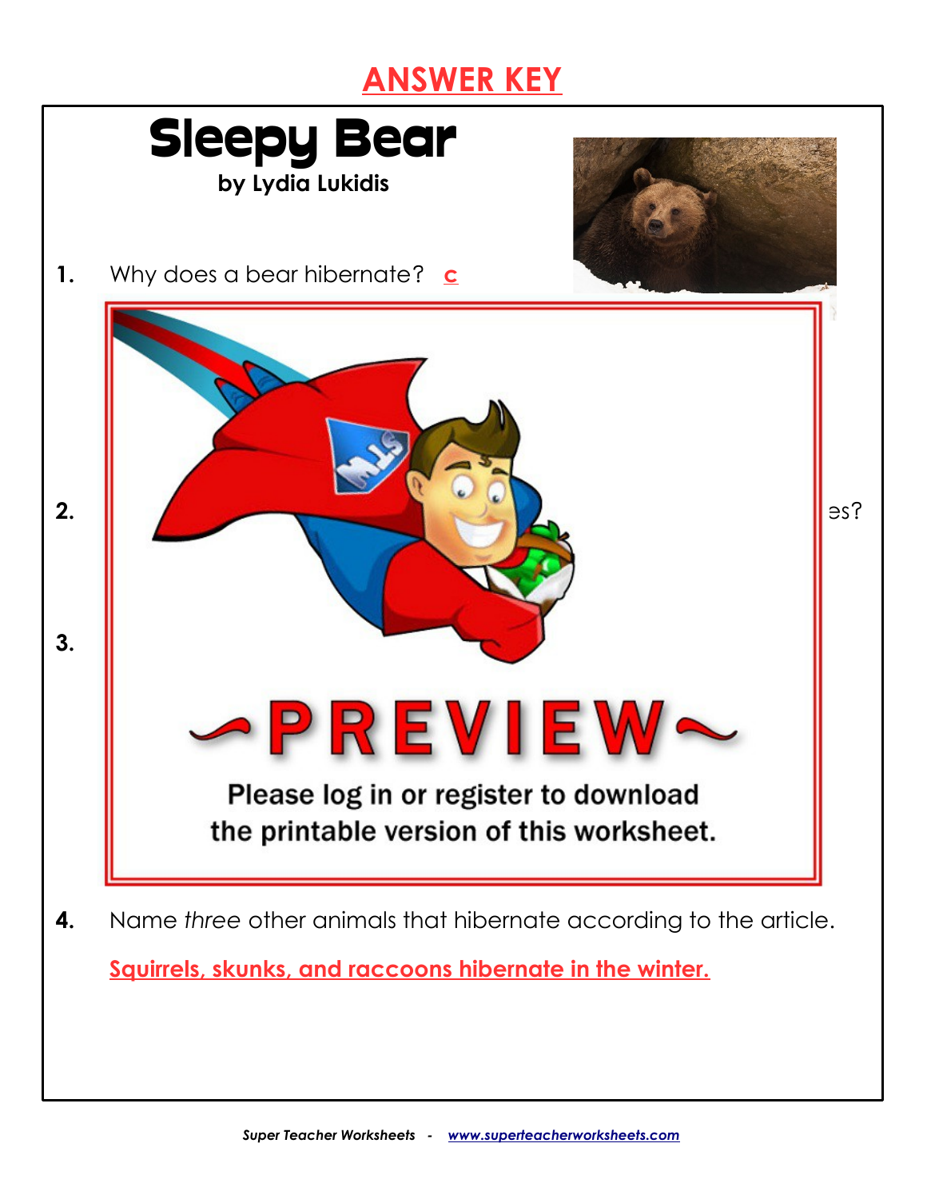# ANSWER KEY

## Sleepy Bear

by Lydia Lukidis

1. Why does a bear hibernate? c

2. ...es?

3.

~PREVIEW~

Please log in or register to download the printable version of this worksheet.

4. Name *three* other animals that hibernate according to the article.

Squirrels, skunks, and raccoons hibernate in the winter.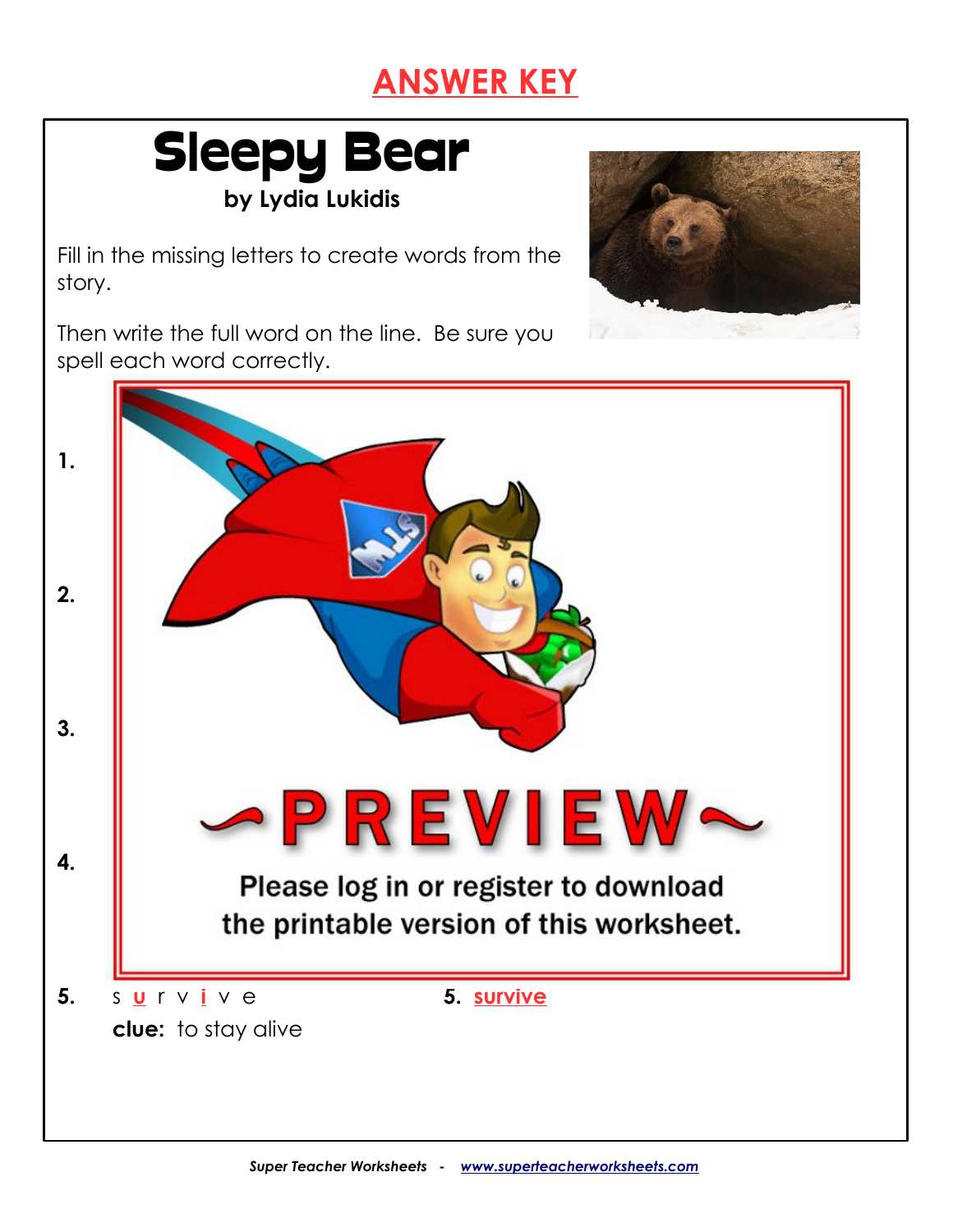# ANSWER KEY

## Sleepy Bear

**by Lydia Lukidis**

Fill in the missing letters to create words from the story.

Then write the full word on the line. Be sure you spell each word correctly.

1.

2.

3.

4.

~PREVIEW~

Please log in or register to download the printable version of this worksheet.

5. s **u** r v **i** v e

**clue:** to stay alive

5. **survive**